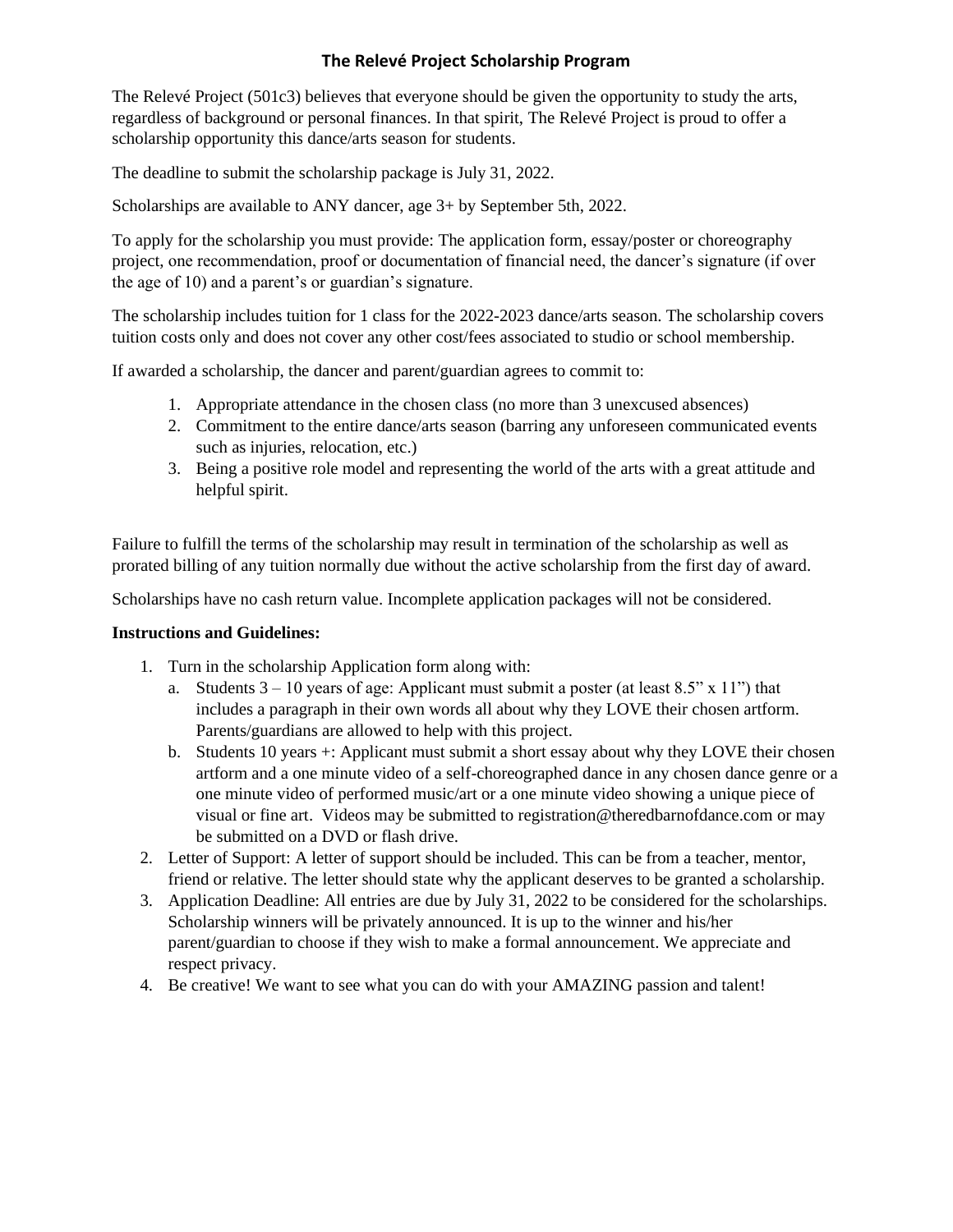# The Relevé Project Scholarship Program

The Relevé Project (501c3) believes that everyone should be given the opportunity to study the arts, regardless of background or personal finances. In that spirit, The Relevé Project is proud to offer a scholarship opportunity this dance/arts season for students.

The deadline to submit the scholarship package is July 31, 2022.

Scholarships are available to ANY dancer, age 3+ by September 5th, 2022.

To apply for the scholarship you must provide: The application form, essay/poster or choreography project, one recommendation, proof or documentation of financial need, the dancer's signature (if over the age of 10) and a parent's or guardian's signature.

The scholarship includes tuition for 1 class for the 2022-2023 dance/arts season. The scholarship covers tuition costs only and does not cover any other cost/fees associated to studio or school membership.

If awarded a scholarship, the dancer and parent/guardian agrees to commit to:

1. Appropriate attendance in the chosen class (no more than 3 unexcused absences)
2. Commitment to the entire dance/arts season (barring any unforeseen communicated events such as injuries, relocation, etc.)
3. Being a positive role model and representing the world of the arts with a great attitude and helpful spirit.

Failure to fulfill the terms of the scholarship may result in termination of the scholarship as well as prorated billing of any tuition normally due without the active scholarship from the first day of award.

Scholarships have no cash return value. Incomplete application packages will not be considered.

**Instructions and Guidelines:**

1. Turn in the scholarship Application form along with:
   a. Students 3 – 10 years of age: Applicant must submit a poster (at least 8.5" x 11") that includes a paragraph in their own words all about why they LOVE their chosen artform. Parents/guardians are allowed to help with this project.
   b. Students 10 years +: Applicant must submit a short essay about why they LOVE their chosen artform and a one minute video of a self-choreographed dance in any chosen dance genre or a one minute video of performed music/art or a one minute video showing a unique piece of visual or fine art. Videos may be submitted to registration@theredbarnofdance.com or may be submitted on a DVD or flash drive.
2. Letter of Support: A letter of support should be included. This can be from a teacher, mentor, friend or relative. The letter should state why the applicant deserves to be granted a scholarship.
3. Application Deadline: All entries are due by July 31, 2022 to be considered for the scholarships. Scholarship winners will be privately announced. It is up to the winner and his/her parent/guardian to choose if they wish to make a formal announcement. We appreciate and respect privacy.
4. Be creative! We want to see what you can do with your AMAZING passion and talent!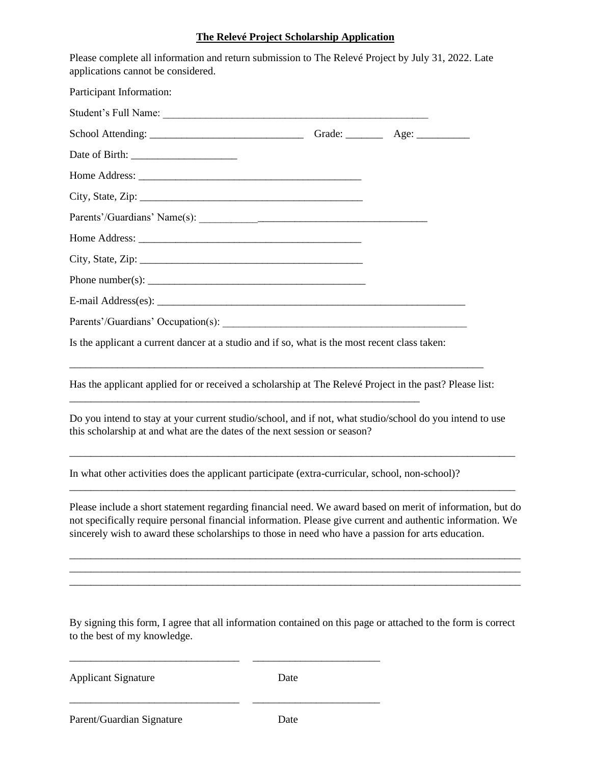**The Relevé Project Scholarship Application**

Please complete all information and return submission to The Relevé Project by July 31, 2022. Late applications cannot be considered.

Participant Information:

Student's Full Name: ___________________________________________________

School Attending: ____________________________ Grade: _______ Age: __________

Date of Birth: ____________________

Home Address: __________________________________________

City, State, Zip: __________________________________________

Parents'/Guardians' Name(s): ___________________________________________

Home Address: __________________________________________

City, State, Zip: __________________________________________

Phone number(s): __________________________________________

E-mail Address(es): __________________________________________________________

Parents'/Guardians' Occupation(s): _______________________________________________

Is the applicant a current dancer at a studio and if so, what is the most recent class taken:

_______________________________________________________________________________

Has the applicant applied for or received a scholarship at The Relevé Project in the past? Please list:

__________________________________________________________________

Do you intend to stay at your current studio/school, and if not, what studio/school do you intend to use this scholarship at and what are the dates of the next session or season?

____________________________________________________________________________________

In what other activities does the applicant participate (extra-curricular, school, non-school)?

____________________________________________________________________________________

Please include a short statement regarding financial need. We award based on merit of information, but do not specifically require personal financial information. Please give current and authentic information. We sincerely wish to award these scholarships to those in need who have a passion for arts education.

______________________________________________________________________________________

______________________________________________________________________________________

______________________________________________________________________________________

By signing this form, I agree that all information contained on this page or attached to the form is correct to the best of my knowledge.

________________________________ ________________________

Applicant Signature Date

________________________________ ________________________

Parent/Guardian Signature Date